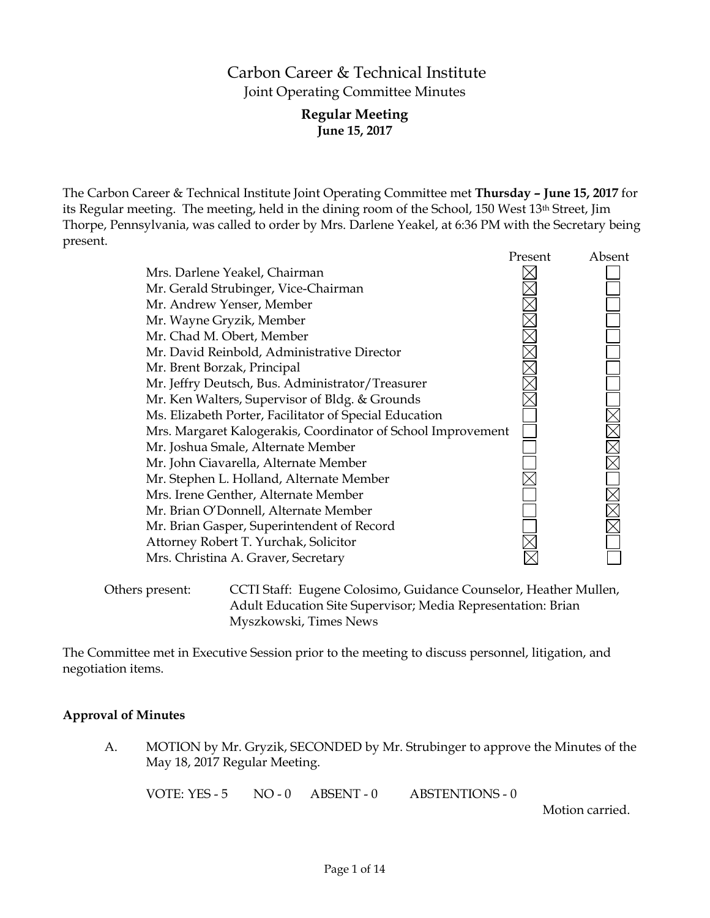# Carbon Career & Technical Institute

## Joint Operating Committee Minutes

### Regular Meeting
**June 15, 2017**

The Carbon Career & Technical Institute Joint Operating Committee met **Thursday – June 15, 2017** for its Regular meeting. The meeting, held in the dining room of the School, 150 West 13th Street, Jim Thorpe, Pennsylvania, was called to order by Mrs. Darlene Yeakel, at 6:36 PM with the Secretary being present.

| | Present | Absent |
|---|---|---|
| Mrs. Darlene Yeakel, Chairman | ☒ | ☐ |
| Mr. Gerald Strubinger, Vice-Chairman | ☒ | ☐ |
| Mr. Andrew Yenser, Member | ☒ | ☐ |
| Mr. Wayne Gryzik, Member | ☒ | ☐ |
| Mr. Chad M. Obert, Member | ☒ | ☐ |
| Mr. David Reinbold, Administrative Director | ☒ | ☐ |
| Mr. Brent Borzak, Principal | ☒ | ☐ |
| Mr. Jeffry Deutsch, Bus. Administrator/Treasurer | ☒ | ☐ |
| Mr. Ken Walters, Supervisor of Bldg. & Grounds | ☒ | ☐ |
| Ms. Elizabeth Porter, Facilitator of Special Education | ☐ | ☒ |
| Mrs. Margaret Kalogerakis, Coordinator of School Improvement | ☐ | ☒ |
| Mr. Joshua Smale, Alternate Member | ☐ | ☒ |
| Mr. John Ciavarella, Alternate Member | ☐ | ☒ |
| Mr. Stephen L. Holland, Alternate Member | ☒ | ☐ |
| Mrs. Irene Genther, Alternate Member | ☐ | ☒ |
| Mr. Brian O'Donnell, Alternate Member | ☐ | ☒ |
| Mr. Brian Gasper, Superintendent of Record | ☐ | ☒ |
| Attorney Robert T. Yurchak, Solicitor | ☒ | ☐ |
| Mrs. Christina A. Graver, Secretary | ☒ | ☐ |

Others present: CCTI Staff: Eugene Colosimo, Guidance Counselor, Heather Mullen, Adult Education Site Supervisor; Media Representation: Brian Myszkowski, Times News

The Committee met in Executive Session prior to the meeting to discuss personnel, litigation, and negotiation items.

**Approval of Minutes**

A. MOTION by Mr. Gryzik, SECONDED by Mr. Strubinger to approve the Minutes of the May 18, 2017 Regular Meeting.

VOTE: YES - 5 NO - 0 ABSENT - 0 ABSTENTIONS - 0

Motion carried.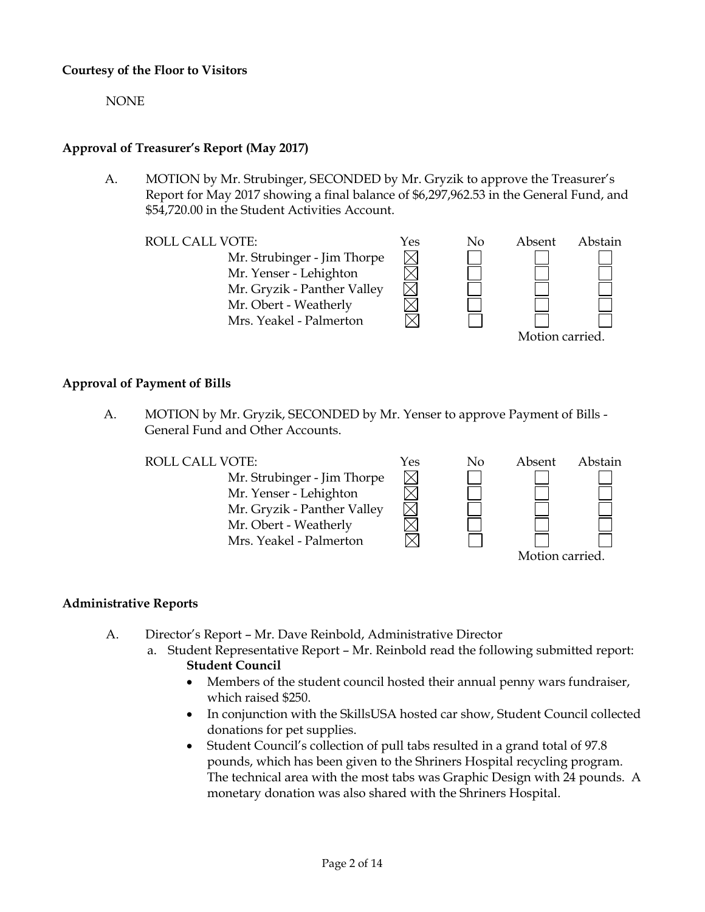**Courtesy of the Floor to Visitors**

NONE

**Approval of Treasurer's Report (May 2017)**

A. MOTION by Mr. Strubinger, SECONDED by Mr. Gryzik to approve the Treasurer's Report for May 2017 showing a final balance of $6,297,962.53 in the General Fund, and $54,720.00 in the Student Activities Account.

| ROLL CALL VOTE: | Yes | No | Absent | Abstain |
|---|---|---|---|---|
| Mr. Strubinger - Jim Thorpe | ☒ | ☐ | ☐ | ☐ |
| Mr. Yenser - Lehighton | ☒ | ☐ | ☐ | ☐ |
| Mr. Gryzik - Panther Valley | ☒ | ☐ | ☐ | ☐ |
| Mr. Obert - Weatherly | ☒ | ☐ | ☐ | ☐ |
| Mrs. Yeakel - Palmerton | ☒ | ☐ | ☐ | ☐ |

Motion carried.

**Approval of Payment of Bills**

A. MOTION by Mr. Gryzik, SECONDED by Mr. Yenser to approve Payment of Bills - General Fund and Other Accounts.

| ROLL CALL VOTE: | Yes | No | Absent | Abstain |
|---|---|---|---|---|
| Mr. Strubinger - Jim Thorpe | ☒ | ☐ | ☐ | ☐ |
| Mr. Yenser - Lehighton | ☒ | ☐ | ☐ | ☐ |
| Mr. Gryzik - Panther Valley | ☒ | ☐ | ☐ | ☐ |
| Mr. Obert - Weatherly | ☒ | ☐ | ☐ | ☐ |
| Mrs. Yeakel - Palmerton | ☒ | ☐ | ☐ | ☐ |

Motion carried.

**Administrative Reports**

A. Director's Report – Mr. Dave Reinbold, Administrative Director
   a. Student Representative Report – Mr. Reinbold read the following submitted report:
      **Student Council**
      - Members of the student council hosted their annual penny wars fundraiser, which raised $250.
      - In conjunction with the SkillsUSA hosted car show, Student Council collected donations for pet supplies.
      - Student Council's collection of pull tabs resulted in a grand total of 97.8 pounds, which has been given to the Shriners Hospital recycling program. The technical area with the most tabs was Graphic Design with 24 pounds. A monetary donation was also shared with the Shriners Hospital.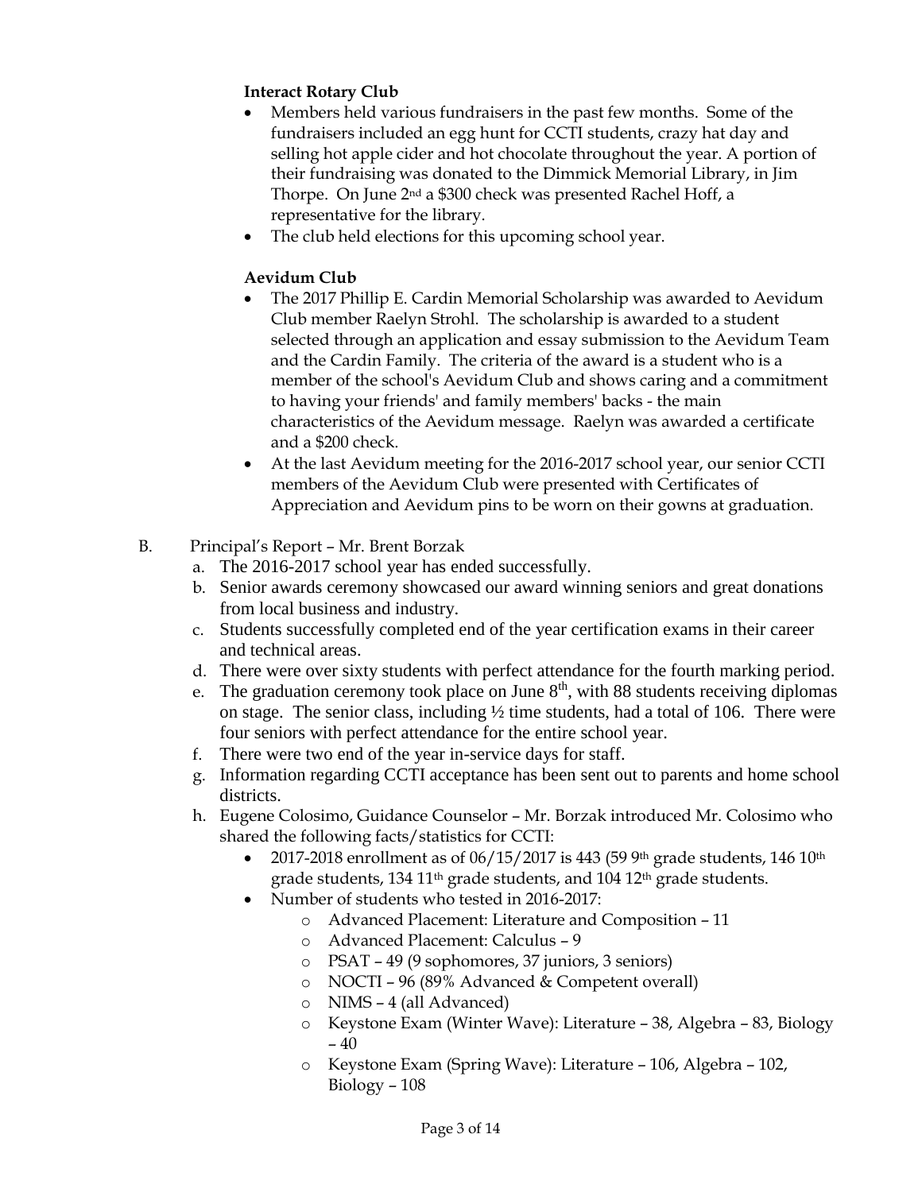**Interact Rotary Club**

- Members held various fundraisers in the past few months. Some of the fundraisers included an egg hunt for CCTI students, crazy hat day and selling hot apple cider and hot chocolate throughout the year. A portion of their fundraising was donated to the Dimmick Memorial Library, in Jim Thorpe. On June 2nd a $300 check was presented Rachel Hoff, a representative for the library.
- The club held elections for this upcoming school year.

**Aevidum Club**

- The 2017 Phillip E. Cardin Memorial Scholarship was awarded to Aevidum Club member Raelyn Strohl. The scholarship is awarded to a student selected through an application and essay submission to the Aevidum Team and the Cardin Family. The criteria of the award is a student who is a member of the school's Aevidum Club and shows caring and a commitment to having your friends' and family members' backs - the main characteristics of the Aevidum message. Raelyn was awarded a certificate and a $200 check.
- At the last Aevidum meeting for the 2016-2017 school year, our senior CCTI members of the Aevidum Club were presented with Certificates of Appreciation and Aevidum pins to be worn on their gowns at graduation.

B. Principal's Report – Mr. Brent Borzak

a. The 2016-2017 school year has ended successfully.
b. Senior awards ceremony showcased our award winning seniors and great donations from local business and industry.
c. Students successfully completed end of the year certification exams in their career and technical areas.
d. There were over sixty students with perfect attendance for the fourth marking period.
e. The graduation ceremony took place on June 8th, with 88 students receiving diplomas on stage. The senior class, including ½ time students, had a total of 106. There were four seniors with perfect attendance for the entire school year.
f. There were two end of the year in-service days for staff.
g. Information regarding CCTI acceptance has been sent out to parents and home school districts.
h. Eugene Colosimo, Guidance Counselor – Mr. Borzak introduced Mr. Colosimo who shared the following facts/statistics for CCTI:
   - 2017-2018 enrollment as of 06/15/2017 is 443 (59 9th grade students, 146 10th grade students, 134 11th grade students, and 104 12th grade students.
   - Number of students who tested in 2016-2017:
     - Advanced Placement: Literature and Composition – 11
     - Advanced Placement: Calculus – 9
     - PSAT – 49 (9 sophomores, 37 juniors, 3 seniors)
     - NOCTI – 96 (89% Advanced & Competent overall)
     - NIMS – 4 (all Advanced)
     - Keystone Exam (Winter Wave): Literature – 38, Algebra – 83, Biology – 40
     - Keystone Exam (Spring Wave): Literature – 106, Algebra – 102, Biology – 108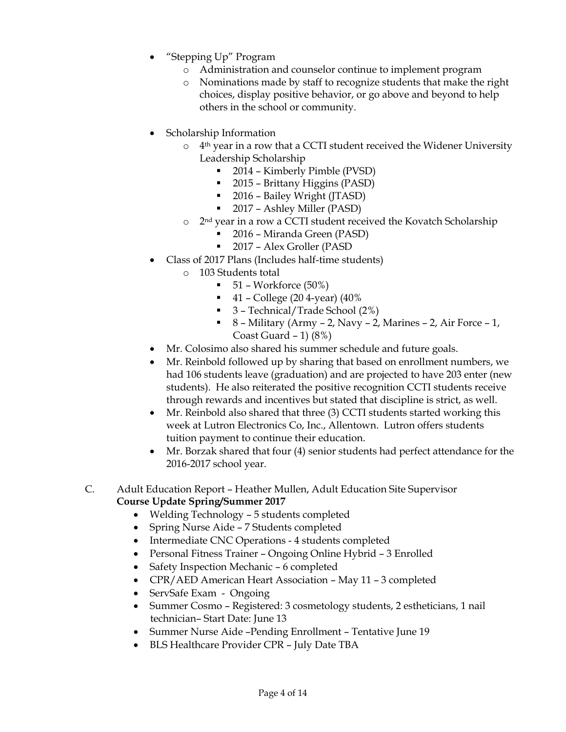- "Stepping Up" Program
  - Administration and counselor continue to implement program
  - Nominations made by staff to recognize students that make the right choices, display positive behavior, or go above and beyond to help others in the school or community.

- Scholarship Information
  - 4th year in a row that a CCTI student received the Widener University Leadership Scholarship
    - 2014 – Kimberly Pimble (PVSD)
    - 2015 – Brittany Higgins (PASD)
    - 2016 – Bailey Wright (JTASD)
    - 2017 – Ashley Miller (PASD)
  - 2nd year in a row a CCTI student received the Kovatch Scholarship
    - 2016 – Miranda Green (PASD)
    - 2017 – Alex Groller (PASD
- Class of 2017 Plans (Includes half-time students)
  - 103 Students total
    - 51 – Workforce (50%)
    - 41 – College (20 4-year) (40%
    - 3 – Technical/Trade School (2%)
    - 8 – Military (Army – 2, Navy – 2, Marines – 2, Air Force – 1, Coast Guard – 1) (8%)
- Mr. Colosimo also shared his summer schedule and future goals.
- Mr. Reinbold followed up by sharing that based on enrollment numbers, we had 106 students leave (graduation) and are projected to have 203 enter (new students). He also reiterated the positive recognition CCTI students receive through rewards and incentives but stated that discipline is strict, as well.
- Mr. Reinbold also shared that three (3) CCTI students started working this week at Lutron Electronics Co, Inc., Allentown. Lutron offers students tuition payment to continue their education.
- Mr. Borzak shared that four (4) senior students had perfect attendance for the 2016-2017 school year.

C. Adult Education Report – Heather Mullen, Adult Education Site Supervisor
**Course Update Spring/Summer 2017**

- Welding Technology – 5 students completed
- Spring Nurse Aide – 7 Students completed
- Intermediate CNC Operations - 4 students completed
- Personal Fitness Trainer – Ongoing Online Hybrid – 3 Enrolled
- Safety Inspection Mechanic – 6 completed
- CPR/AED American Heart Association – May 11 – 3 completed
- ServSafe Exam - Ongoing
- Summer Cosmo – Registered: 3 cosmetology students, 2 estheticians, 1 nail technician– Start Date: June 13
- Summer Nurse Aide –Pending Enrollment – Tentative June 19
- BLS Healthcare Provider CPR – July Date TBA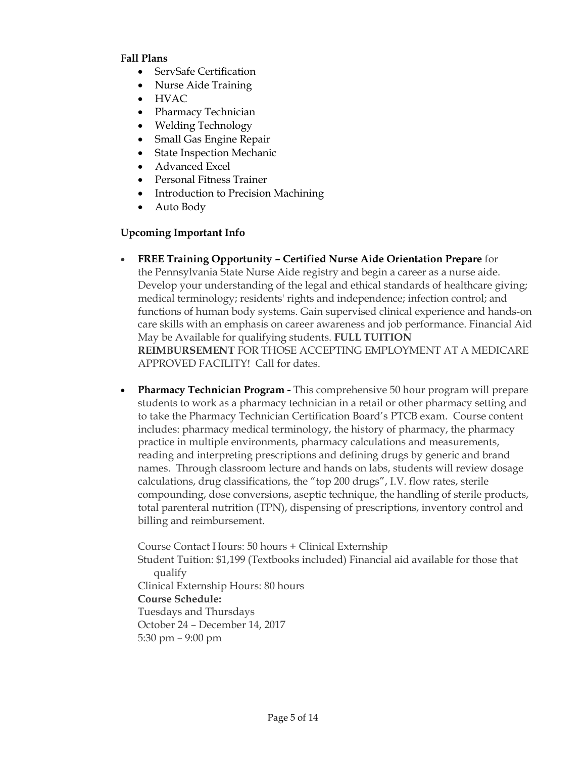**Fall Plans**

- ServSafe Certification
- Nurse Aide Training
- HVAC
- Pharmacy Technician
- Welding Technology
- Small Gas Engine Repair
- State Inspection Mechanic
- Advanced Excel
- Personal Fitness Trainer
- Introduction to Precision Machining
- Auto Body

**Upcoming Important Info**

- **FREE Training Opportunity – Certified Nurse Aide Orientation Prepare** for the Pennsylvania State Nurse Aide registry and begin a career as a nurse aide. Develop your understanding of the legal and ethical standards of healthcare giving; medical terminology; residents' rights and independence; infection control; and functions of human body systems. Gain supervised clinical experience and hands-on care skills with an emphasis on career awareness and job performance. Financial Aid May be Available for qualifying students. **FULL TUITION REIMBURSEMENT** FOR THOSE ACCEPTING EMPLOYMENT AT A MEDICARE APPROVED FACILITY! Call for dates.

- **Pharmacy Technician Program -** This comprehensive 50 hour program will prepare students to work as a pharmacy technician in a retail or other pharmacy setting and to take the Pharmacy Technician Certification Board's PTCB exam. Course content includes: pharmacy medical terminology, the history of pharmacy, the pharmacy practice in multiple environments, pharmacy calculations and measurements, reading and interpreting prescriptions and defining drugs by generic and brand names. Through classroom lecture and hands on labs, students will review dosage calculations, drug classifications, the "top 200 drugs", I.V. flow rates, sterile compounding, dose conversions, aseptic technique, the handling of sterile products, total parenteral nutrition (TPN), dispensing of prescriptions, inventory control and billing and reimbursement.

  Course Contact Hours: 50 hours + Clinical Externship
  Student Tuition: $1,199 (Textbooks included) Financial aid available for those that qualify
  Clinical Externship Hours: 80 hours
  **Course Schedule:**
  Tuesdays and Thursdays
  October 24 – December 14, 2017
  5:30 pm – 9:00 pm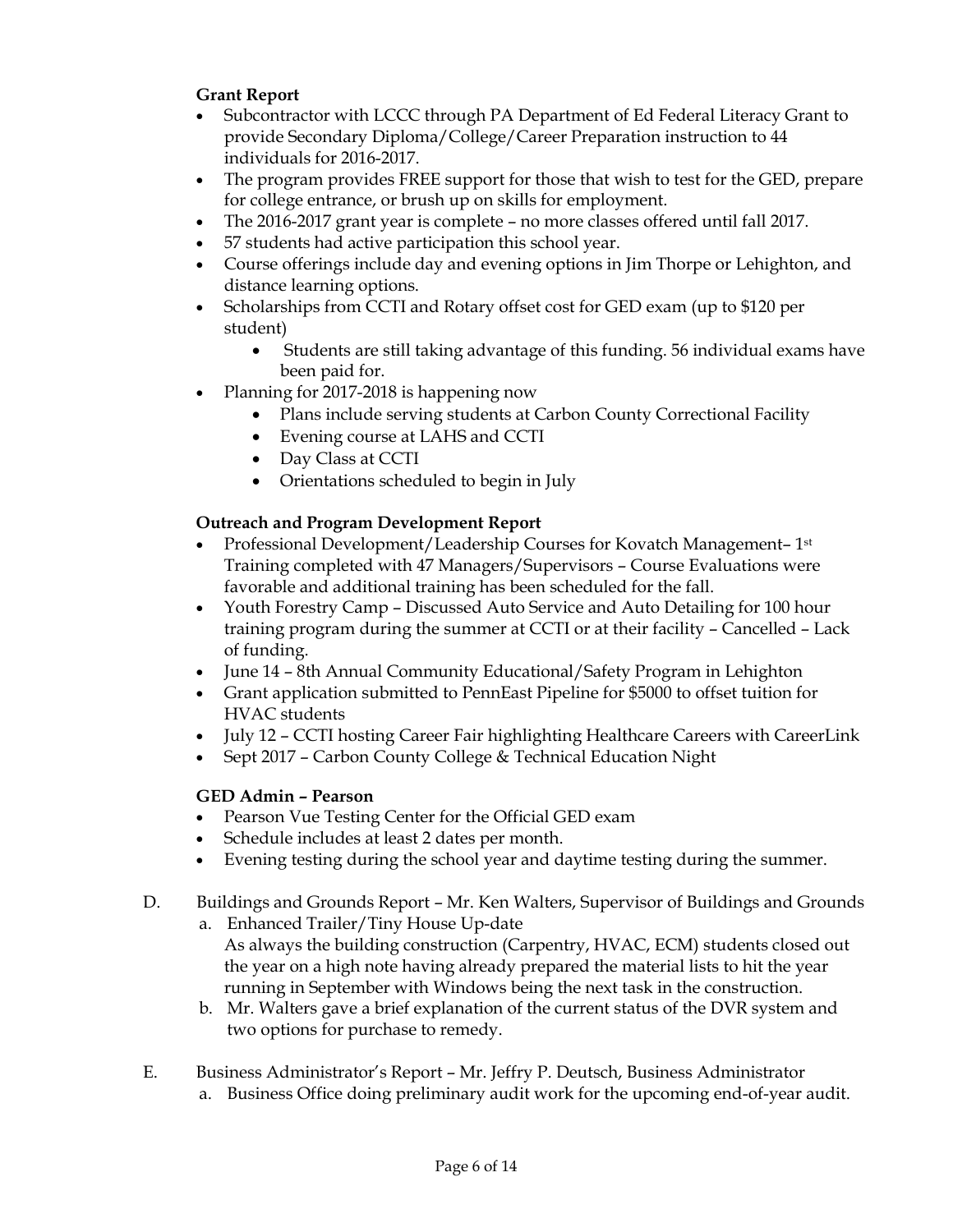**Grant Report**

- Subcontractor with LCCC through PA Department of Ed Federal Literacy Grant to provide Secondary Diploma/College/Career Preparation instruction to 44 individuals for 2016-2017.
- The program provides FREE support for those that wish to test for the GED, prepare for college entrance, or brush up on skills for employment.
- The 2016-2017 grant year is complete – no more classes offered until fall 2017.
- 57 students had active participation this school year.
- Course offerings include day and evening options in Jim Thorpe or Lehighton, and distance learning options.
- Scholarships from CCTI and Rotary offset cost for GED exam (up to $120 per student)
    - Students are still taking advantage of this funding. 56 individual exams have been paid for.
- Planning for 2017-2018 is happening now
    - Plans include serving students at Carbon County Correctional Facility
    - Evening course at LAHS and CCTI
    - Day Class at CCTI
    - Orientations scheduled to begin in July

**Outreach and Program Development Report**

- Professional Development/Leadership Courses for Kovatch Management– 1st Training completed with 47 Managers/Supervisors – Course Evaluations were favorable and additional training has been scheduled for the fall.
- Youth Forestry Camp – Discussed Auto Service and Auto Detailing for 100 hour training program during the summer at CCTI or at their facility – Cancelled – Lack of funding.
- June 14 – 8th Annual Community Educational/Safety Program in Lehighton
- Grant application submitted to PennEast Pipeline for $5000 to offset tuition for HVAC students
- July 12 – CCTI hosting Career Fair highlighting Healthcare Careers with CareerLink
- Sept 2017 – Carbon County College & Technical Education Night

**GED Admin – Pearson**

- Pearson Vue Testing Center for the Official GED exam
- Schedule includes at least 2 dates per month.
- Evening testing during the school year and daytime testing during the summer.

D. Buildings and Grounds Report – Mr. Ken Walters, Supervisor of Buildings and Grounds

a. Enhanced Trailer/Tiny House Up-date
As always the building construction (Carpentry, HVAC, ECM) students closed out the year on a high note having already prepared the material lists to hit the year running in September with Windows being the next task in the construction.

b. Mr. Walters gave a brief explanation of the current status of the DVR system and two options for purchase to remedy.

E. Business Administrator's Report – Mr. Jeffry P. Deutsch, Business Administrator

a. Business Office doing preliminary audit work for the upcoming end-of-year audit.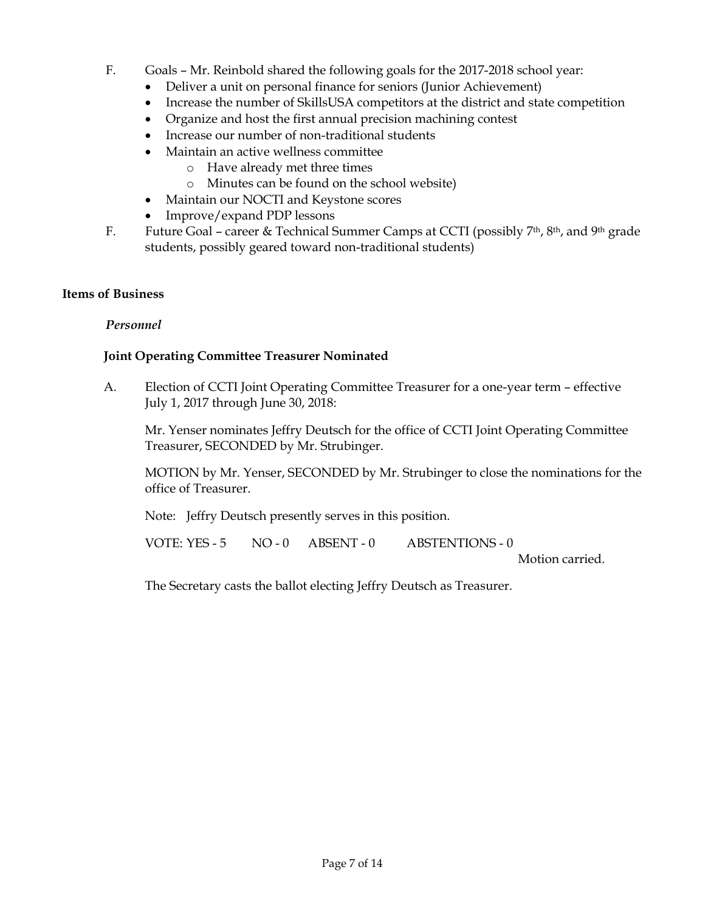F. Goals – Mr. Reinbold shared the following goals for the 2017-2018 school year:

- Deliver a unit on personal finance for seniors (Junior Achievement)
- Increase the number of SkillsUSA competitors at the district and state competition
- Organize and host the first annual precision machining contest
- Increase our number of non-traditional students
- Maintain an active wellness committee
  - Have already met three times
  - Minutes can be found on the school website)
- Maintain our NOCTI and Keystone scores
- Improve/expand PDP lessons

F. Future Goal – career & Technical Summer Camps at CCTI (possibly 7th, 8th, and 9th grade students, possibly geared toward non-traditional students)

**Items of Business**

***Personnel***

**Joint Operating Committee Treasurer Nominated**

A. Election of CCTI Joint Operating Committee Treasurer for a one-year term – effective July 1, 2017 through June 30, 2018:

Mr. Yenser nominates Jeffry Deutsch for the office of CCTI Joint Operating Committee Treasurer, SECONDED by Mr. Strubinger.

MOTION by Mr. Yenser, SECONDED by Mr. Strubinger to close the nominations for the office of Treasurer.

Note: Jeffry Deutsch presently serves in this position.

VOTE: YES - 5 NO - 0 ABSENT - 0 ABSTENTIONS - 0

Motion carried.

The Secretary casts the ballot electing Jeffry Deutsch as Treasurer.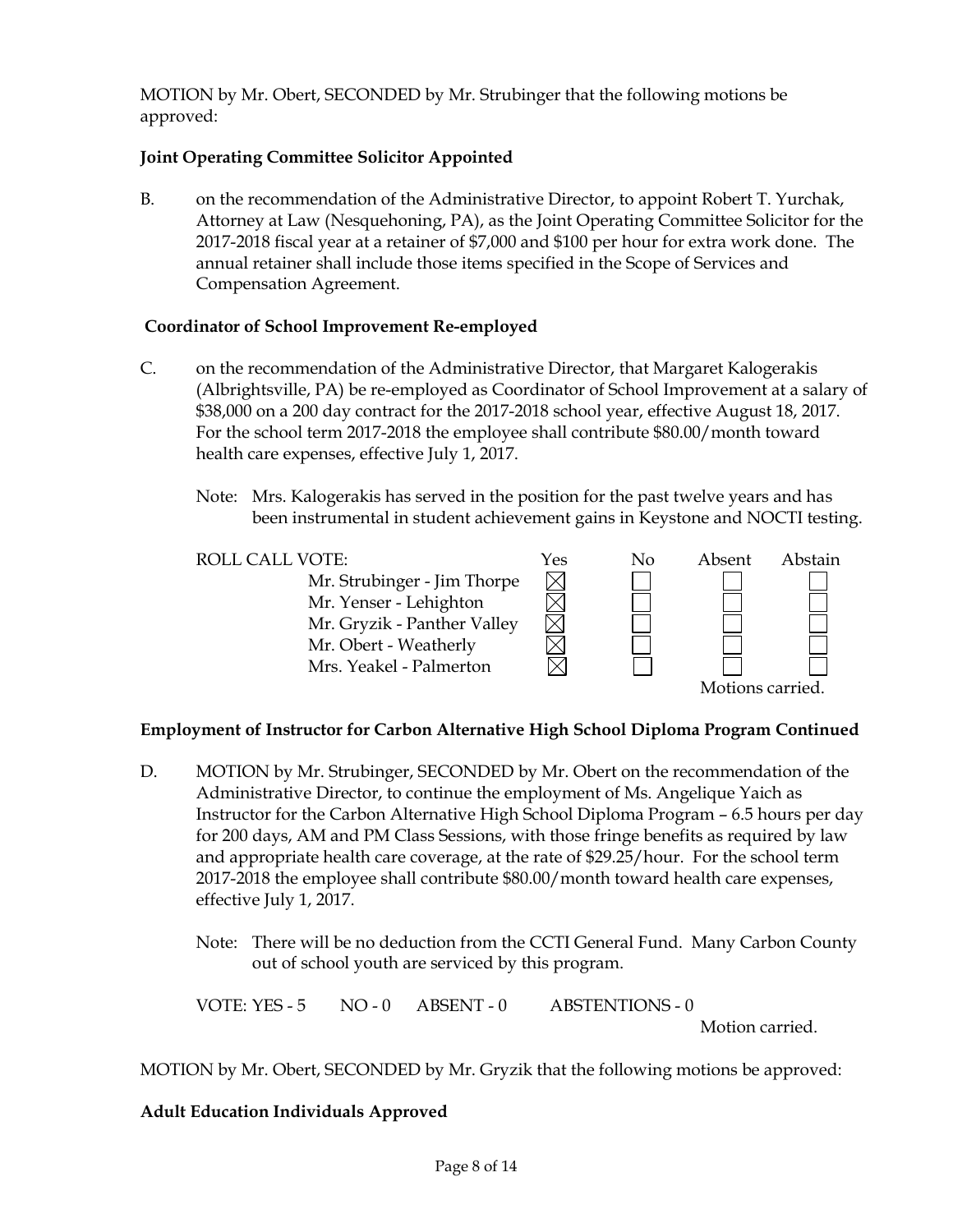MOTION by Mr. Obert, SECONDED by Mr. Strubinger that the following motions be approved:

**Joint Operating Committee Solicitor Appointed**

B. on the recommendation of the Administrative Director, to appoint Robert T. Yurchak, Attorney at Law (Nesquehoning, PA), as the Joint Operating Committee Solicitor for the 2017-2018 fiscal year at a retainer of $7,000 and $100 per hour for extra work done. The annual retainer shall include those items specified in the Scope of Services and Compensation Agreement.

**Coordinator of School Improvement Re-employed**

C. on the recommendation of the Administrative Director, that Margaret Kalogerakis (Albrightsville, PA) be re-employed as Coordinator of School Improvement at a salary of $38,000 on a 200 day contract for the 2017-2018 school year, effective August 18, 2017. For the school term 2017-2018 the employee shall contribute $80.00/month toward health care expenses, effective July 1, 2017.

Note: Mrs. Kalogerakis has served in the position for the past twelve years and has been instrumental in student achievement gains in Keystone and NOCTI testing.

| ROLL CALL VOTE: | Yes | No | Absent | Abstain |
|---|---|---|---|---|
| Mr. Strubinger - Jim Thorpe | ☒ | ☐ | ☐ | ☐ |
| Mr. Yenser - Lehighton | ☒ | ☐ | ☐ | ☐ |
| Mr. Gryzik - Panther Valley | ☒ | ☐ | ☐ | ☐ |
| Mr. Obert - Weatherly | ☒ | ☐ | ☐ | ☐ |
| Mrs. Yeakel - Palmerton | ☒ | ☐ | ☐ | ☐ |

Motions carried.

**Employment of Instructor for Carbon Alternative High School Diploma Program Continued**

D. MOTION by Mr. Strubinger, SECONDED by Mr. Obert on the recommendation of the Administrative Director, to continue the employment of Ms. Angelique Yaich as Instructor for the Carbon Alternative High School Diploma Program – 6.5 hours per day for 200 days, AM and PM Class Sessions, with those fringe benefits as required by law and appropriate health care coverage, at the rate of $29.25/hour. For the school term 2017-2018 the employee shall contribute $80.00/month toward health care expenses, effective July 1, 2017.

Note: There will be no deduction from the CCTI General Fund. Many Carbon County out of school youth are serviced by this program.

VOTE: YES - 5 NO - 0 ABSENT - 0 ABSTENTIONS - 0

Motion carried.

MOTION by Mr. Obert, SECONDED by Mr. Gryzik that the following motions be approved:

**Adult Education Individuals Approved**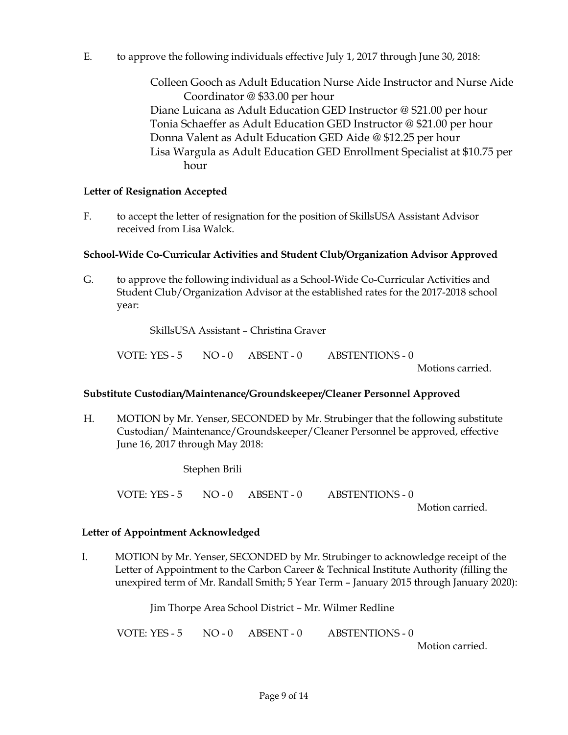E. to approve the following individuals effective July 1, 2017 through June 30, 2018:

Colleen Gooch as Adult Education Nurse Aide Instructor and Nurse Aide Coordinator @ $33.00 per hour
Diane Luicana as Adult Education GED Instructor @ $21.00 per hour
Tonia Schaeffer as Adult Education GED Instructor @ $21.00 per hour
Donna Valent as Adult Education GED Aide @ $12.25 per hour
Lisa Wargula as Adult Education GED Enrollment Specialist at $10.75 per hour

**Letter of Resignation Accepted**

F. to accept the letter of resignation for the position of SkillsUSA Assistant Advisor received from Lisa Walck.

**School-Wide Co-Curricular Activities and Student Club/Organization Advisor Approved**

G. to approve the following individual as a School-Wide Co-Curricular Activities and Student Club/Organization Advisor at the established rates for the 2017-2018 school year:

SkillsUSA Assistant – Christina Graver

VOTE: YES - 5 NO - 0 ABSENT - 0 ABSTENTIONS - 0

Motions carried.

**Substitute Custodian/Maintenance/Groundskeeper/Cleaner Personnel Approved**

H. MOTION by Mr. Yenser, SECONDED by Mr. Strubinger that the following substitute Custodian/ Maintenance/Groundskeeper/Cleaner Personnel be approved, effective June 16, 2017 through May 2018:

Stephen Brili

VOTE: YES - 5 NO - 0 ABSENT - 0 ABSTENTIONS - 0

Motion carried.

**Letter of Appointment Acknowledged**

I. MOTION by Mr. Yenser, SECONDED by Mr. Strubinger to acknowledge receipt of the Letter of Appointment to the Carbon Career & Technical Institute Authority (filling the unexpired term of Mr. Randall Smith; 5 Year Term – January 2015 through January 2020):

Jim Thorpe Area School District – Mr. Wilmer Redline

VOTE: YES - 5 NO - 0 ABSENT - 0 ABSTENTIONS - 0

Motion carried.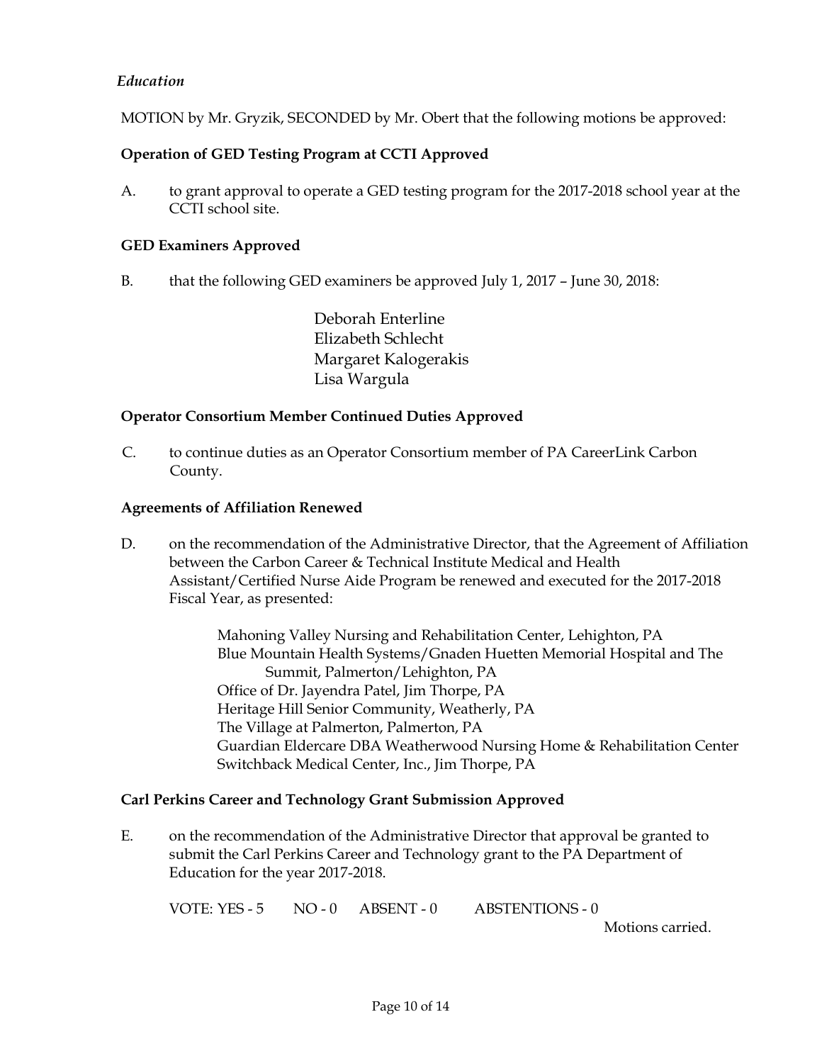*Education*

MOTION by Mr. Gryzik, SECONDED by Mr. Obert that the following motions be approved:

**Operation of GED Testing Program at CCTI Approved**

A. to grant approval to operate a GED testing program for the 2017-2018 school year at the CCTI school site.

**GED Examiners Approved**

B. that the following GED examiners be approved July 1, 2017 – June 30, 2018:

Deborah Enterline
Elizabeth Schlecht
Margaret Kalogerakis
Lisa Wargula

**Operator Consortium Member Continued Duties Approved**

C. to continue duties as an Operator Consortium member of PA CareerLink Carbon County.

**Agreements of Affiliation Renewed**

D. on the recommendation of the Administrative Director, that the Agreement of Affiliation between the Carbon Career & Technical Institute Medical and Health Assistant/Certified Nurse Aide Program be renewed and executed for the 2017-2018 Fiscal Year, as presented:

Mahoning Valley Nursing and Rehabilitation Center, Lehighton, PA
Blue Mountain Health Systems/Gnaden Huetten Memorial Hospital and The Summit, Palmerton/Lehighton, PA
Office of Dr. Jayendra Patel, Jim Thorpe, PA
Heritage Hill Senior Community, Weatherly, PA
The Village at Palmerton, Palmerton, PA
Guardian Eldercare DBA Weatherwood Nursing Home & Rehabilitation Center
Switchback Medical Center, Inc., Jim Thorpe, PA

**Carl Perkins Career and Technology Grant Submission Approved**

E. on the recommendation of the Administrative Director that approval be granted to submit the Carl Perkins Career and Technology grant to the PA Department of Education for the year 2017-2018.

VOTE: YES - 5 NO - 0 ABSENT - 0 ABSTENTIONS - 0

Motions carried.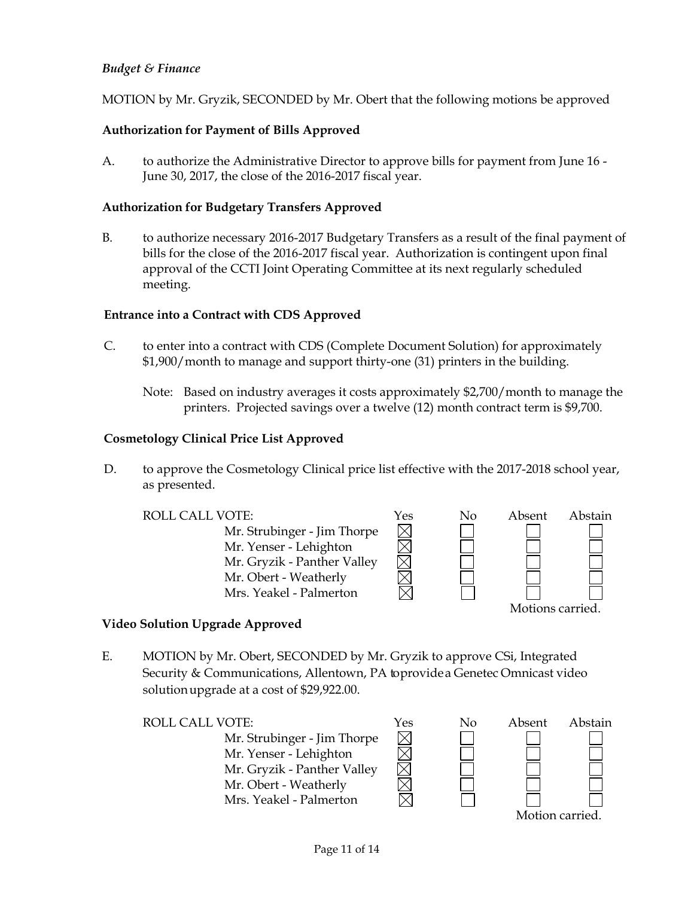*Budget & Finance*

MOTION by Mr. Gryzik, SECONDED by Mr. Obert that the following motions be approved

**Authorization for Payment of Bills Approved**

A. to authorize the Administrative Director to approve bills for payment from June 16 - June 30, 2017, the close of the 2016-2017 fiscal year.

**Authorization for Budgetary Transfers Approved**

B. to authorize necessary 2016-2017 Budgetary Transfers as a result of the final payment of bills for the close of the 2016-2017 fiscal year. Authorization is contingent upon final approval of the CCTI Joint Operating Committee at its next regularly scheduled meeting.

**Entrance into a Contract with CDS Approved**

C. to enter into a contract with CDS (Complete Document Solution) for approximately $1,900/month to manage and support thirty-one (31) printers in the building.

Note: Based on industry averages it costs approximately $2,700/month to manage the printers. Projected savings over a twelve (12) month contract term is $9,700.

**Cosmetology Clinical Price List Approved**

D. to approve the Cosmetology Clinical price list effective with the 2017-2018 school year, as presented.

| ROLL CALL VOTE: | Yes | No | Absent | Abstain |
|---|---|---|---|---|
| Mr. Strubinger - Jim Thorpe | ☒ | ☐ | ☐ | ☐ |
| Mr. Yenser - Lehighton | ☒ | ☐ | ☐ | ☐ |
| Mr. Gryzik - Panther Valley | ☒ | ☐ | ☐ | ☐ |
| Mr. Obert - Weatherly | ☒ | ☐ | ☐ | ☐ |
| Mrs. Yeakel - Palmerton | ☒ | ☐ | ☐ | ☐ |

Motions carried.

**Video Solution Upgrade Approved**

E. MOTION by Mr. Obert, SECONDED by Mr. Gryzik to approve CSi, Integrated Security & Communications, Allentown, PA to provide a Genetec Omnicast video solution upgrade at a cost of $29,922.00.

| ROLL CALL VOTE: | Yes | No | Absent | Abstain |
|---|---|---|---|---|
| Mr. Strubinger - Jim Thorpe | ☒ | ☐ | ☐ | ☐ |
| Mr. Yenser - Lehighton | ☒ | ☐ | ☐ | ☐ |
| Mr. Gryzik - Panther Valley | ☒ | ☐ | ☐ | ☐ |
| Mr. Obert - Weatherly | ☒ | ☐ | ☐ | ☐ |
| Mrs. Yeakel - Palmerton | ☒ | ☐ | ☐ | ☐ |

Motion carried.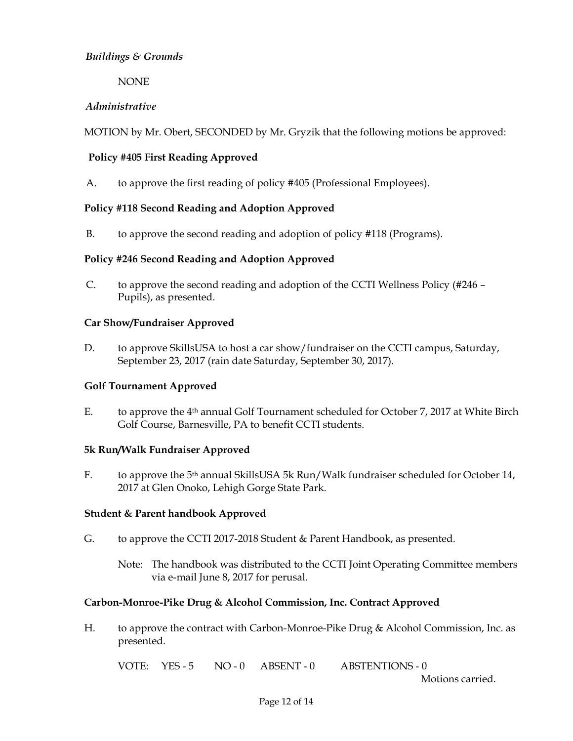*Buildings & Grounds*

NONE

*Administrative*

MOTION by Mr. Obert, SECONDED by Mr. Gryzik that the following motions be approved:

**Policy #405 First Reading Approved**

A. to approve the first reading of policy #405 (Professional Employees).

**Policy #118 Second Reading and Adoption Approved**

B. to approve the second reading and adoption of policy #118 (Programs).

**Policy #246 Second Reading and Adoption Approved**

C. to approve the second reading and adoption of the CCTI Wellness Policy (#246 – Pupils), as presented.

**Car Show/Fundraiser Approved**

D. to approve SkillsUSA to host a car show/fundraiser on the CCTI campus, Saturday, September 23, 2017 (rain date Saturday, September 30, 2017).

**Golf Tournament Approved**

E. to approve the 4th annual Golf Tournament scheduled for October 7, 2017 at White Birch Golf Course, Barnesville, PA to benefit CCTI students.

**5k Run/Walk Fundraiser Approved**

F. to approve the 5th annual SkillsUSA 5k Run/Walk fundraiser scheduled for October 14, 2017 at Glen Onoko, Lehigh Gorge State Park.

**Student & Parent handbook Approved**

G. to approve the CCTI 2017-2018 Student & Parent Handbook, as presented.

Note: The handbook was distributed to the CCTI Joint Operating Committee members via e-mail June 8, 2017 for perusal.

**Carbon-Monroe-Pike Drug & Alcohol Commission, Inc. Contract Approved**

H. to approve the contract with Carbon-Monroe-Pike Drug & Alcohol Commission, Inc. as presented.

VOTE: YES - 5 NO - 0 ABSENT - 0 ABSTENTIONS - 0

Motions carried.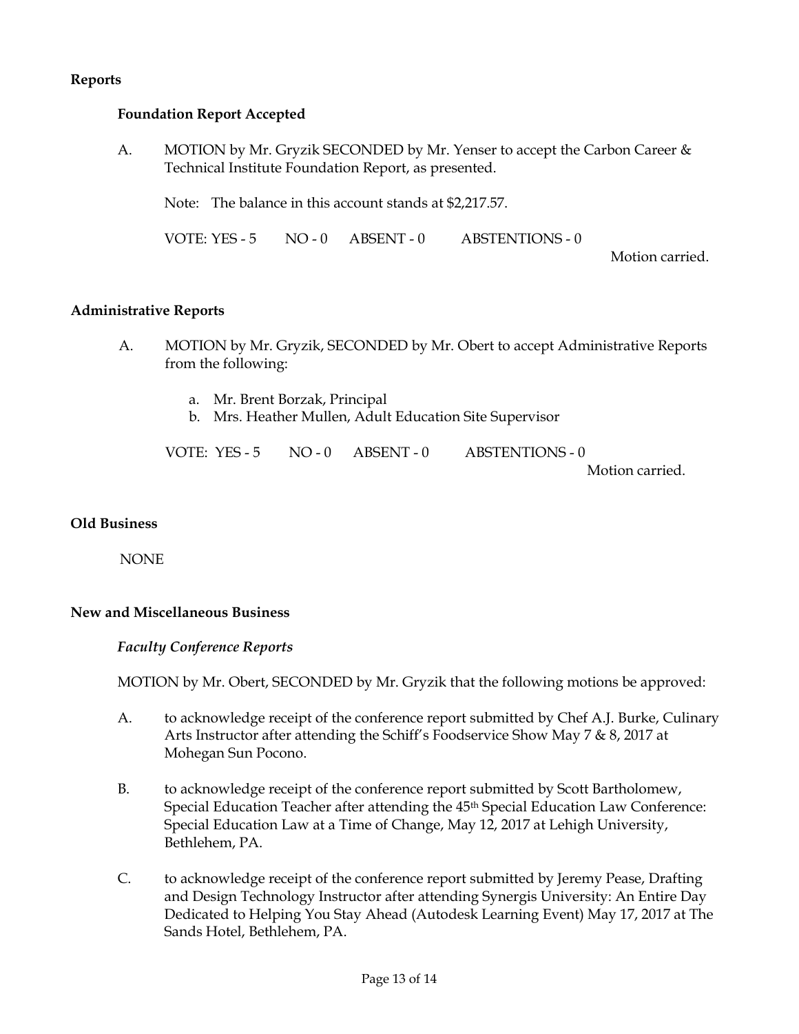**Reports**

**Foundation Report Accepted**

A. MOTION by Mr. Gryzik SECONDED by Mr. Yenser to accept the Carbon Career & Technical Institute Foundation Report, as presented.

Note: The balance in this account stands at $2,217.57.

VOTE: YES - 5 NO - 0 ABSENT - 0 ABSTENTIONS - 0

Motion carried.

**Administrative Reports**

A. MOTION by Mr. Gryzik, SECONDED by Mr. Obert to accept Administrative Reports from the following:

a. Mr. Brent Borzak, Principal
b. Mrs. Heather Mullen, Adult Education Site Supervisor

VOTE: YES - 5 NO - 0 ABSENT - 0 ABSTENTIONS - 0

Motion carried.

**Old Business**

NONE

**New and Miscellaneous Business**

***Faculty Conference Reports***

MOTION by Mr. Obert, SECONDED by Mr. Gryzik that the following motions be approved:

A. to acknowledge receipt of the conference report submitted by Chef A.J. Burke, Culinary Arts Instructor after attending the Schiff's Foodservice Show May 7 & 8, 2017 at Mohegan Sun Pocono.

B. to acknowledge receipt of the conference report submitted by Scott Bartholomew, Special Education Teacher after attending the 45th Special Education Law Conference: Special Education Law at a Time of Change, May 12, 2017 at Lehigh University, Bethlehem, PA.

C. to acknowledge receipt of the conference report submitted by Jeremy Pease, Drafting and Design Technology Instructor after attending Synergis University: An Entire Day Dedicated to Helping You Stay Ahead (Autodesk Learning Event) May 17, 2017 at The Sands Hotel, Bethlehem, PA.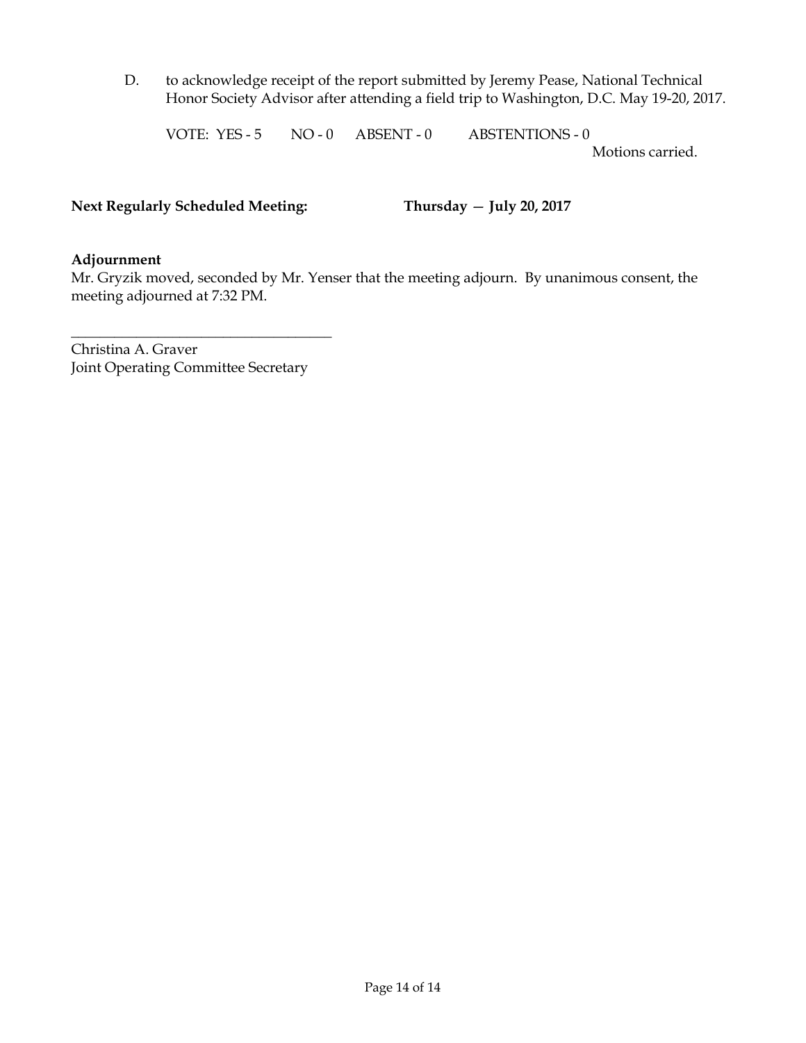D. to acknowledge receipt of the report submitted by Jeremy Pease, National Technical Honor Society Advisor after attending a field trip to Washington, D.C. May 19-20, 2017.

VOTE: YES - 5 NO - 0 ABSENT - 0 ABSTENTIONS - 0

Motions carried.

**Next Regularly Scheduled Meeting: Thursday — July 20, 2017**

**Adjournment**

Mr. Gryzik moved, seconded by Mr. Yenser that the meeting adjourn. By unanimous consent, the meeting adjourned at 7:32 PM.

\_\_\_\_\_\_\_\_\_\_\_\_\_\_\_\_\_\_\_\_\_\_\_\_\_\_\_\_\_\_\_\_\_\_\_\_\_\_

Christina A. Graver
Joint Operating Committee Secretary